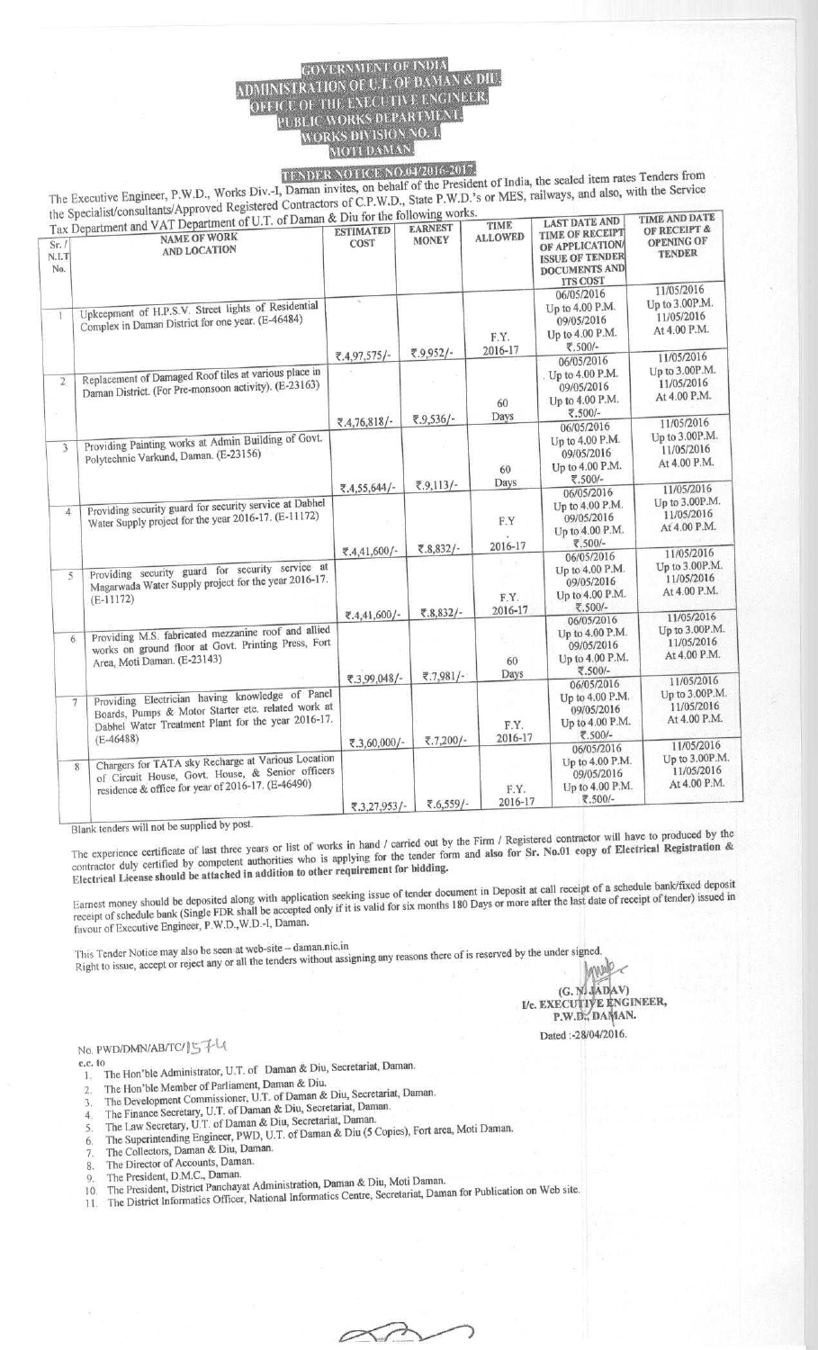# GOVERNMENT OF INDIA
## ADMINISTRATION OF U.T. OF DAMAN & DIU, OFFICE OF THE EXECUTIVE ENGINEER, PUBLIC WORKS DEPARTMENT, WORKS DIVISION NO. I, MOTI DAMAN

### TENDER NOTICE NO.04/2016-2017

The Executive Engineer, P.W.D., Works Div.-I, Daman invites, on behalf of the President of India, the sealed item rates Tenders from the Specialist/consultants/Approved Registered Contractors of C.P.W.D., State P.W.D.'s or MES, railways, and also, with the Service Tax Department and VAT Department of U.T. of Daman & Diu for the following works.

| Sr. / N.I.T No. | NAME OF WORK AND LOCATION | ESTIMATED COST | EARNEST MONEY | TIME ALLOWED | LAST DATE AND TIME OF RECEIPT OF APPLICATION/ ISSUE OF TENDER DOCUMENTS AND ITS COST | TIME AND DATE OF RECEIPT & OPENING OF TENDER |
|---|---|---|---|---|---|---|
| 1 | Upkeepment of H.P.S.V. Street lights of Residential Complex in Daman District for one year. (E-46484) | ₹.4,97,575/- | ₹.9,952/- | F.Y. 2016-17 | 06/05/2016 Up to 4.00 P.M. 09/05/2016 Up to 4.00 P.M. ₹.500/- | 11/05/2016 Up to 3.00P.M. 11/05/2016 At 4.00 P.M. |
| 2 | Replacement of Damaged Roof tiles at various place in Daman District. (For Pre-monsoon activity). (E-23163) | ₹.4,76,818/- | ₹.9,536/- | 60 Days | 06/05/2016 Up to 4.00 P.M. 09/05/2016 Up to 4.00 P.M. ₹.500/- | 11/05/2016 Up to 3.00P.M. 11/05/2016 At 4.00 P.M. |
| 3 | Providing Painting works at Admin Building of Govt. Polytechnic Varkund, Daman. (E-23156) | ₹.4,55,644/- | ₹.9,113/- | 60 Days | 06/05/2016 Up to 4.00 P.M. 09/05/2016 Up to 4.00 P.M. ₹.500/- | 11/05/2016 Up to 3.00P.M. 11/05/2016 At 4.00 P.M. |
| 4 | Providing security guard for security service at Dabhel Water Supply project for the year 2016-17. (E-11172) | ₹.4,41,600/- | ₹.8,832/- | F.Y 2016-17 | 06/05/2016 Up to 4.00 P.M. 09/05/2016 Up to 4.00 P.M. ₹.500/- | 11/05/2016 Up to 3.00P.M. 11/05/2016 At 4.00 P.M. |
| 5 | Providing security guard for security service at Magarwada Water Supply project for the year 2016-17. (E-11172) | ₹.4,41,600/- | ₹.8,832/- | F.Y. 2016-17 | 06/05/2016 Up to 4.00 P.M. 09/05/2016 Up to 4.00 P.M. ₹.500/- | 11/05/2016 Up to 3.00P.M. 11/05/2016 At 4.00 P.M. |
| 6 | Providing M.S. fabricated mezzanine roof and allied works on ground floor at Govt. Printing Press, Fort Area, Moti Daman. (E-23143) | ₹.3,99,048/- | ₹.7,981/- | 60 Days | 06/05/2016 Up to 4.00 P.M. 09/05/2016 Up to 4.00 P.M. ₹.500/- | 11/05/2016 Up to 3.00P.M. 11/05/2016 At 4.00 P.M. |
| 7 | Providing Electrician having knowledge of Panel Boards, Pumps & Motor Starter etc. related work at Dabhel Water Treatment Plant for the year 2016-17. (E-46488) | ₹.3,60,000/- | ₹.7,200/- | F.Y. 2016-17 | 06/05/2016 Up to 4.00 P.M. 09/05/2016 Up to 4.00 P.M. ₹.500/- | 11/05/2016 Up to 3.00P.M. 11/05/2016 At 4.00 P.M. |
| 8 | Chargers for TATA sky Recharge at Various Location of Circuit House, Govt. House, & Senior officers residence & office for year of 2016-17. (E-46490) | ₹.3,27,953/- | ₹.6,559/- | F.Y. 2016-17 | 06/05/2016 Up to 4.00 P.M. 09/05/2016 Up to 4.00 P.M. ₹.500/- | 11/05/2016 Up to 3.00P.M. 11/05/2016 At 4.00 P.M. |

Blank tenders will not be supplied by post.

The experience certificate of last three years or list of works in hand / carried out by the Firm / Registered contractor will have to produced by the contractor duly certified by competent authorities who is applying for the tender form and **also for Sr. No.01 copy of Electrical Registration & Electrical License should be attached in addition to other requirement for bidding.**

Earnest money should be deposited along with application seeking issue of tender document in Deposit at call receipt of a schedule bank/fixed deposit receipt of schedule bank (Single FDR shall be accepted only if it is valid for six months 180 Days or more after the last date of receipt of tender) issued in favour of Executive Engineer, P.W.D.,W.D.-I, Daman.

This Tender Notice may also be seen at web-site – daman.nic.in

Right to issue, accept or reject any or all the tenders without assigning any reasons there of is reserved by the under signed.

(G. N. JADAV)
I/c. EXECUTIVE ENGINEER,
P.W.D., DAMAN.

Dated :-28/04/2016.

No. PWD/DMN/AB/TC/1574

c.c. to

1. The Hon'ble Administrator, U.T. of Daman & Diu, Secretariat, Daman.
2. The Hon'ble Member of Parliament, Daman & Diu.
3. The Development Commissioner, U.T. of Daman & Diu, Secretariat, Daman.
4. The Finance Secretary, U.T. of Daman & Diu, Secretariat, Daman.
5. The Law Secretary, U.T. of Daman & Diu, Secretariat, Daman.
6. The Superintending Engineer, PWD, U.T. of Daman & Diu (5 Copies), Fort area, Moti Daman.
7. The Collectors, Daman & Diu, Daman.
8. The Director of Accounts, Daman.
9. The President, D.M.C., Daman.
10. The President, District Panchayat Administration, Daman & Diu, Moti Daman.
11. The District Informatics Officer, National Informatics Centre, Secretariat, Daman for Publication on Web site.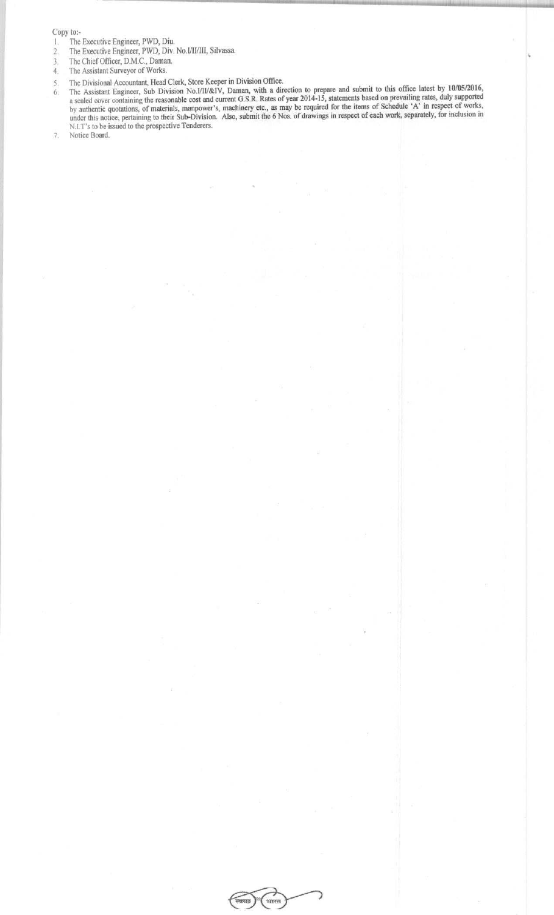Copy to:-

1. The Executive Engineer, PWD, Diu.
2. The Executive Engineer, PWD, Div. No.I/II/III, Silvassa.
3. The Chief Officer, D.M.C., Daman.
4. The Assistant Surveyor of Works.
5. The Divisional Accountant, Head Clerk, Store Keeper in Division Office.
6. The Assistant Engineer, Sub Division No.I/II/&IV, Daman, with a direction to prepare and submit to this office latest by **10/05/2016**, a sealed cover containing the reasonable cost and current G.S.R. Rates of year 2014-15, statements based on prevailing rates, duly supported by authentic quotations, of materials, manpower's, machinery etc., as may be required for the items of Schedule 'A' in respect of works, under this notice, pertaining to their Sub-Division. Also, submit the 6 Nos. of drawings in respect of each work, separately, for inclusion in N.I.T's to be issued to the prospective Tenderers.
7. Notice Board.